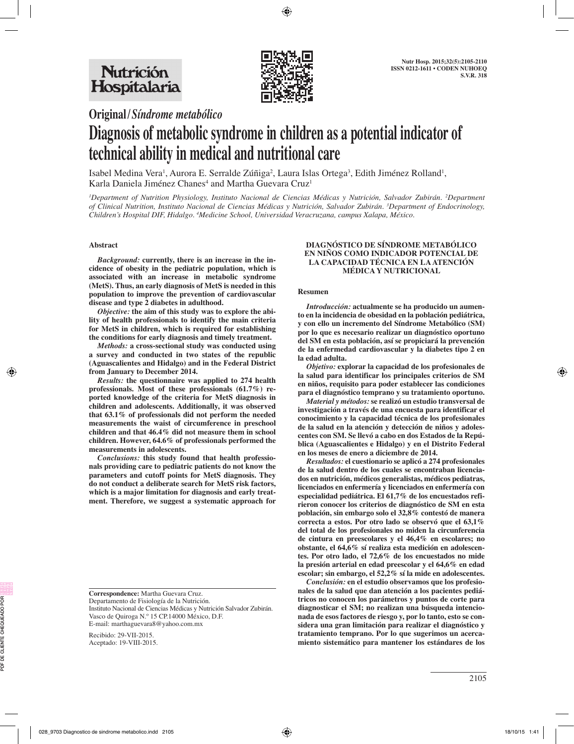**Original / *Síndrome metabólico***

# Diagnosis of metabolic syndrome in children as a potential indicator of technical ability in medical and nutritional care

Isabel Medina Vera[1], Aurora E. Serralde Zúñiga[2], Laura Islas Ortega[3], Edith Jiménez Rolland[1], Karla Daniela Jiménez Chanes[4] and Martha Guevara Cruz[1]

*[1]Department of Nutrition Physiology, Instituto Nacional de Ciencias Médicas y Nutrición, Salvador Zubirán. [2]Department of Clinical Nutrition, Instituto Nacional de Ciencias Médicas y Nutrición, Salvador Zubirán. [3]Department of Endocrinology, Children's Hospital DIF, Hidalgo. [4]Medicine School, Universidad Veracruzana, campus Xalapa, México.*

## Abstract

***Background:*** **currently, there is an increase in the incidence of obesity in the pediatric population, which is associated with an increase in metabolic syndrome (MetS). Thus, an early diagnosis of MetS is needed in this population to improve the prevention of cardiovascular disease and type 2 diabetes in adulthood.**

***Objective:*** **the aim of this study was to explore the ability of health professionals to identify the main criteria for MetS in children, which is required for establishing the conditions for early diagnosis and timely treatment.**

***Methods:*** **a cross-sectional study was conducted using a survey and conducted in two states of the republic (Aguascalientes and Hidalgo) and in the Federal District from January to December 2014.**

***Results:*** **the questionnaire was applied to 274 health professionals. Most of these professionals (61.7%) reported knowledge of the criteria for MetS diagnosis in children and adolescents. Additionally, it was observed that 63.1% of professionals did not perform the needed measurements the waist of circumference in preschool children and that 46.4% did not measure them in school children. However, 64.6% of professionals performed the measurements in adolescents.**

***Conclusions:*** **this study found that health professionals providing care to pediatric patients do not know the parameters and cutoff points for MetS diagnosis. They do not conduct a deliberate search for MetS risk factors, which is a major limitation for diagnosis and early treatment. Therefore, we suggest a systematic approach for**

**Correspondence:** Martha Guevara Cruz.
Departamento de Fisiología de la Nutrición.
Instituto Nacional de Ciencias Médicas y Nutrición Salvador Zubirán.
Vasco de Quiroga N.º 15 CP.14000 México, D.F.
E-mail: marthaguevara8@yahoo.com.mx

Recibido: 29-VII-2015.
Aceptado: 19-VIII-2015.

## DIAGNÓSTICO DE SÍNDROME METABÓLICO EN NIÑOS COMO INDICADOR POTENCIAL DE LA CAPACIDAD TÉCNICA EN LA ATENCIÓN MÉDICA Y NUTRICIONAL

### Resumen

***Introducción:*** **actualmente se ha producido un aumento en la incidencia de obesidad en la población pediátrica, y con ello un incremento del Síndrome Metabólico (SM) por lo que es necesario realizar un diagnóstico oportuno del SM en esta población, así se propiciará la prevención de la enfermedad cardiovascular y la diabetes tipo 2 en la edad adulta.**

***Objetivo:*** **explorar la capacidad de los profesionales de la salud para identificar los principales criterios de SM en niños, requisito para poder establecer las condiciones para el diagnóstico temprano y su tratamiento oportuno.**

***Material y métodos:*** **se realizó un estudio transversal de investigación a través de una encuesta para identificar el conocimiento y la capacidad técnica de los profesionales de la salud en la atención y detección de niños y adolescentes con SM. Se llevó a cabo en dos Estados de la República (Aguascalientes e Hidalgo) y en el Distrito Federal en los meses de enero a diciembre de 2014.**

***Resultados:*** **el cuestionario se aplicó a 274 profesionales de la salud dentro de los cuales se encontraban licenciados en nutrición, médicos generalistas, médicos pediatras, licenciados en enfermería y licenciados en enfermería con especialidad pediátrica. El 61,7% de los encuestados refirieron conocer los criterios de diagnóstico de SM en esta población, sin embargo solo el 32,8% contestó de manera correcta a estos. Por otro lado se observó que el 63,1% del total de los profesionales no miden la circunferencia de cintura en preescolares y el 46,4% en escolares; no obstante, el 64,6% sí realiza esta medición en adolescentes. Por otro lado, el 72,6% de los encuestados no mide la presión arterial en edad preescolar y el 64,6% en edad escolar; sin embargo, el 52,2% sí la mide en adolescentes.**

***Conclusión:*** **en el estudio observamos que los profesionales de la salud que dan atención a los pacientes pediátricos no conocen los parámetros y puntos de corte para diagnosticar el SM; no realizan una búsqueda intencionada de esos factores de riesgo y, por lo tanto, esto se considera una gran limitación para realizar el diagnóstico y tratamiento temprano. Por lo que sugerimos un acercamiento sistemático para mantener los estándares de los**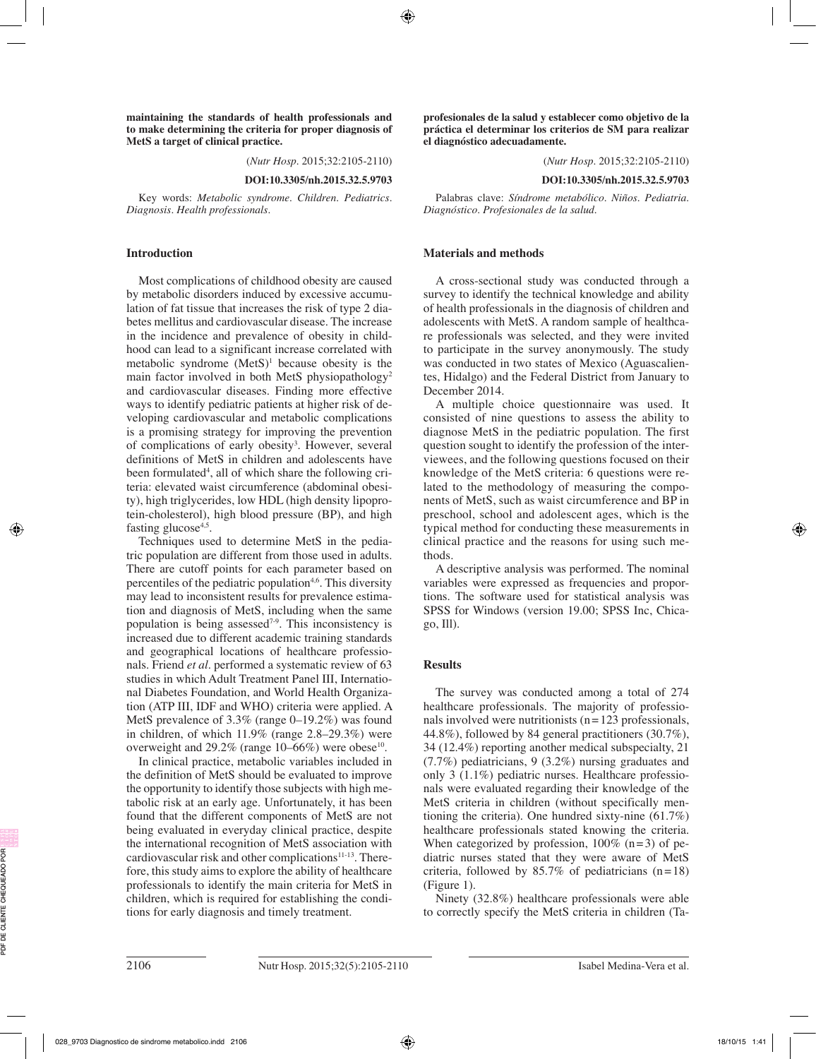**maintaining the standards of health professionals and to make determining the criteria for proper diagnosis of MetS a target of clinical practice.**

(*Nutr Hosp.* 2015;32:2105-2110)

**DOI:10.3305/nh.2015.32.5.9703**

Key words: *Metabolic syndrome. Children. Pediatrics. Diagnosis. Health professionals.*

**profesionales de la salud y establecer como objetivo de la práctica el determinar los criterios de SM para realizar el diagnóstico adecuadamente.**

(*Nutr Hosp.* 2015;32:2105-2110)

**DOI:10.3305/nh.2015.32.5.9703**

Palabras clave: *Síndrome metabólico. Niños. Pediatría. Diagnóstico. Profesionales de la salud.*

## Introduction

Most complications of childhood obesity are caused by metabolic disorders induced by excessive accumulation of fat tissue that increases the risk of type 2 diabetes mellitus and cardiovascular disease. The increase in the incidence and prevalence of obesity in childhood can lead to a significant increase correlated with metabolic syndrome (MetS)[1] because obesity is the main factor involved in both MetS physiopathology[2] and cardiovascular diseases. Finding more effective ways to identify pediatric patients at higher risk of developing cardiovascular and metabolic complications is a promising strategy for improving the prevention of complications of early obesity[3]. However, several definitions of MetS in children and adolescents have been formulated[4], all of which share the following criteria: elevated waist circumference (abdominal obesity), high triglycerides, low HDL (high density lipoprotein-cholesterol), high blood pressure (BP), and high fasting glucose[4,5].

Techniques used to determine MetS in the pediatric population are different from those used in adults. There are cutoff points for each parameter based on percentiles of the pediatric population[4,6]. This diversity may lead to inconsistent results for prevalence estimation and diagnosis of MetS, including when the same population is being assessed[7-9]. This inconsistency is increased due to different academic training standards and geographical locations of healthcare professionals. Friend *et al*. performed a systematic review of 63 studies in which Adult Treatment Panel III, International Diabetes Foundation, and World Health Organization (ATP III, IDF and WHO) criteria were applied. A MetS prevalence of 3.3% (range 0–19.2%) was found in children, of which 11.9% (range 2.8–29.3%) were overweight and 29.2% (range 10–66%) were obese[10].

In clinical practice, metabolic variables included in the definition of MetS should be evaluated to improve the opportunity to identify those subjects with high metabolic risk at an early age. Unfortunately, it has been found that the different components of MetS are not being evaluated in everyday clinical practice, despite the international recognition of MetS association with cardiovascular risk and other complications[11-13]. Therefore, this study aims to explore the ability of healthcare professionals to identify the main criteria for MetS in children, which is required for establishing the conditions for early diagnosis and timely treatment.

## Materials and methods

A cross-sectional study was conducted through a survey to identify the technical knowledge and ability of health professionals in the diagnosis of children and adolescents with MetS. A random sample of healthcare professionals was selected, and they were invited to participate in the survey anonymously. The study was conducted in two states of Mexico (Aguascalientes, Hidalgo) and the Federal District from January to December 2014.

A multiple choice questionnaire was used. It consisted of nine questions to assess the ability to diagnose MetS in the pediatric population. The first question sought to identify the profession of the interviewees, and the following questions focused on their knowledge of the MetS criteria: 6 questions were related to the methodology of measuring the components of MetS, such as waist circumference and BP in preschool, school and adolescent ages, which is the typical method for conducting these measurements in clinical practice and the reasons for using such methods.

A descriptive analysis was performed. The nominal variables were expressed as frequencies and proportions. The software used for statistical analysis was SPSS for Windows (version 19.00; SPSS Inc, Chicago, Ill).

## Results

The survey was conducted among a total of 274 healthcare professionals. The majority of professionals involved were nutritionists (n=123 professionals, 44.8%), followed by 84 general practitioners (30.7%), 34 (12.4%) reporting another medical subspecialty, 21 (7.7%) pediatricians, 9 (3.2%) nursing graduates and only 3 (1.1%) pediatric nurses. Healthcare professionals were evaluated regarding their knowledge of the MetS criteria in children (without specifically mentioning the criteria). One hundred sixty-nine (61.7%) healthcare professionals stated knowing the criteria. When categorized by profession, 100% (n=3) of pediatric nurses stated that they were aware of MetS criteria, followed by 85.7% of pediatricians (n=18) (Figure 1).

Ninety (32.8%) healthcare professionals were able to correctly specify the MetS criteria in children (Ta-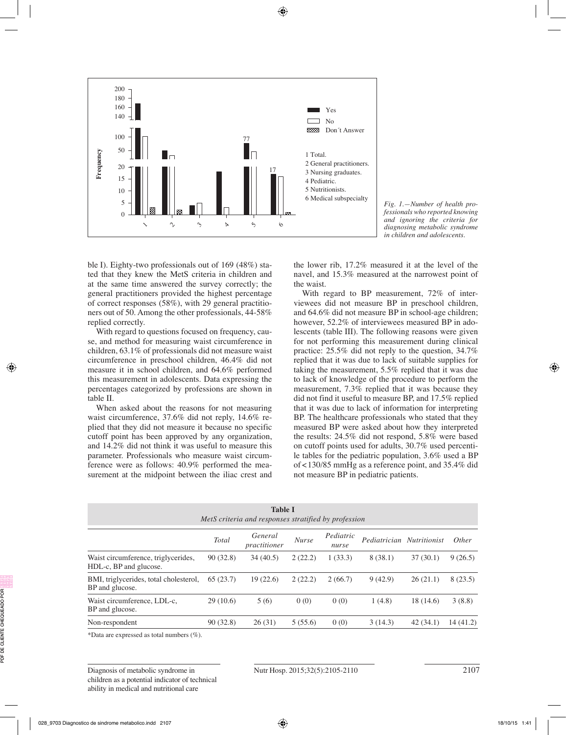Fig. 1.—Number of health professionals who reported knowing and ignoring the criteria for diagnosing metabolic syndrome in children and adolescents.

ble I). Eighty-two professionals out of 169 (48%) stated that they knew the MetS criteria in children and at the same time answered the survey correctly; the general practitioners provided the highest percentage of correct responses (58%), with 29 general practitioners out of 50. Among the other professionals, 44-58% replied correctly.

With regard to questions focused on frequency, cause, and method for measuring waist circumference in children, 63.1% of professionals did not measure waist circumference in preschool children, 46.4% did not measure it in school children, and 64.6% performed this measurement in adolescents. Data expressing the percentages categorized by professions are shown in table II.

When asked about the reasons for not measuring waist circumference, 37.6% did not reply, 14.6% replied that they did not measure it because no specific cutoff point has been approved by any organization, and 14.2% did not think it was useful to measure this parameter. Professionals who measure waist circumference were as follows: 40.9% performed the measurement at the midpoint between the iliac crest and the lower rib, 17.2% measured it at the level of the navel, and 15.3% measured at the narrowest point of the waist.

With regard to BP measurement, 72% of interviewees did not measure BP in preschool children, and 64.6% did not measure BP in school-age children; however, 52.2% of interviewees measured BP in adolescents (table III). The following reasons were given for not performing this measurement during clinical practice: 25.5% did not reply to the question, 34.7% replied that it was due to lack of suitable supplies for taking the measurement, 5.5% replied that it was due to lack of knowledge of the procedure to perform the measurement, 7.3% replied that it was because they did not find it useful to measure BP, and 17.5% replied that it was due to lack of information for interpreting BP. The healthcare professionals who stated that they measured BP were asked about how they interpreted the results: 24.5% did not respond, 5.8% were based on cutoff points used for adults, 30.7% used percentile tables for the pediatric population, 3.6% used a BP of < 130/85 mmHg as a reference point, and 35.4% did not measure BP in pediatric patients.

**Table I**
*MetS criteria and responses stratified by profession*

| | *Total* | *General practitioner* | *Nurse* | *Pediatric nurse* | *Pediatrician* | *Nutritionist* | *Other* |
|---|---|---|---|---|---|---|---|
| Waist circumference, triglycerides, HDL-c, BP and glucose. | 90 (32.8) | 34 (40.5) | 2 (22.2) | 1 (33.3) | 8 (38.1) | 37 (30.1) | 9 (26.5) |
| BMI, triglycerides, total cholesterol, BP and glucose. | 65 (23.7) | 19 (22.6) | 2 (22.2) | 2 (66.7) | 9 (42.9) | 26 (21.1) | 8 (23.5) |
| Waist circumference, LDL-c, BP and glucose. | 29 (10.6) | 5 (6) | 0 (0) | 0 (0) | 1 (4.8) | 18 (14.6) | 3 (8.8) |
| Non-respondent | 90 (32.8) | 26 (31) | 5 (55.6) | 0 (0) | 3 (14.3) | 42 (34.1) | 14 (41.2) |

*Data are expressed as total numbers (%).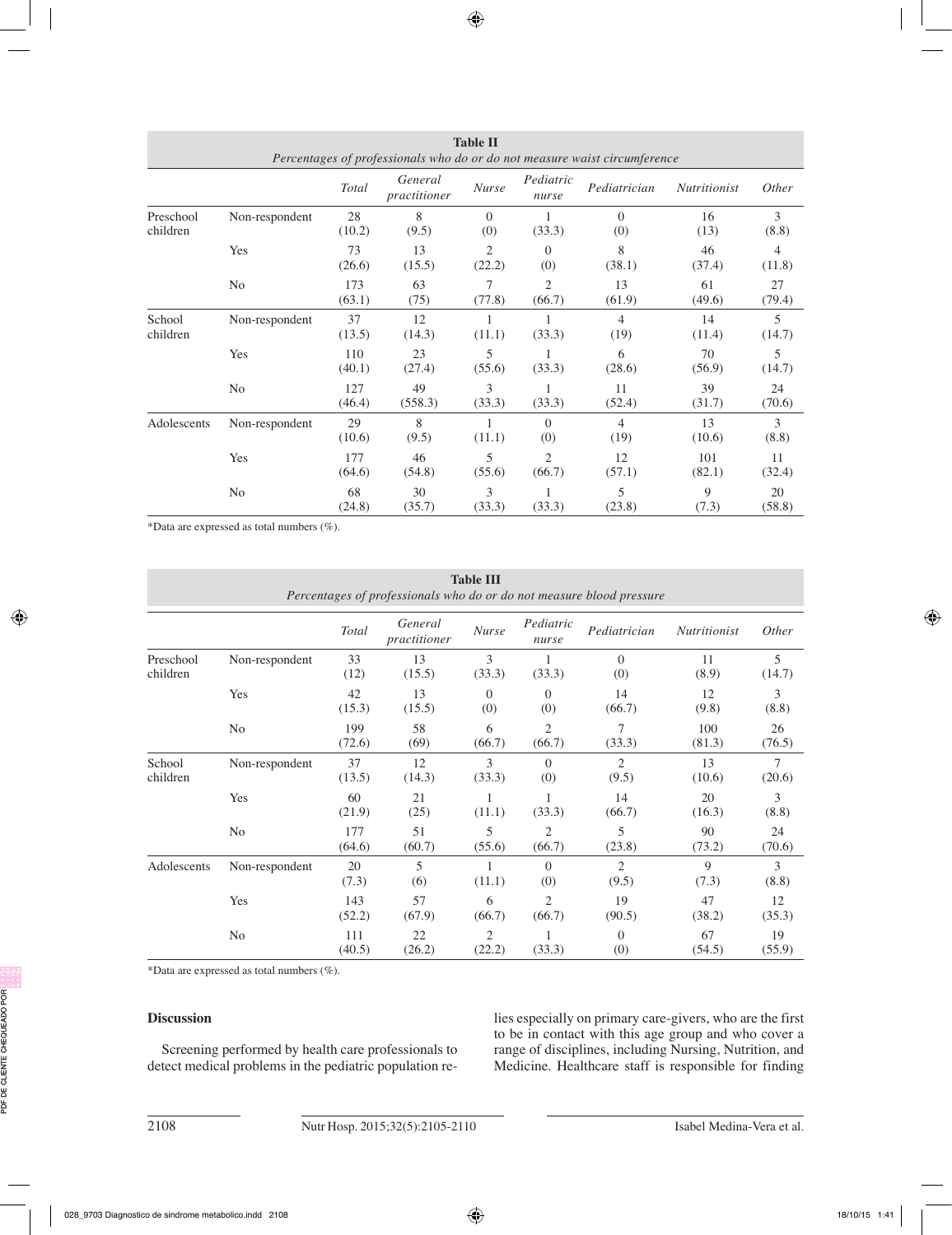**Table II**
*Percentages of professionals who do or do not measure waist circumference*

| | | Total | General practitioner | Nurse | Pediatric nurse | Pediatrician | Nutritionist | Other |
|---|---|---|---|---|---|---|---|---|
| Preschool children | Non-respondent | 28 (10.2) | 8 (9.5) | 0 (0) | 1 (33.3) | 0 (0) | 16 (13) | 3 (8.8) |
| | Yes | 73 (26.6) | 13 (15.5) | 2 (22.2) | 0 (0) | 8 (38.1) | 46 (37.4) | 4 (11.8) |
| | No | 173 (63.1) | 63 (75) | 7 (77.8) | 2 (66.7) | 13 (61.9) | 61 (49.6) | 27 (79.4) |
| School children | Non-respondent | 37 (13.5) | 12 (14.3) | 1 (11.1) | 1 (33.3) | 4 (19) | 14 (11.4) | 5 (14.7) |
| | Yes | 110 (40.1) | 23 (27.4) | 5 (55.6) | 1 (33.3) | 6 (28.6) | 70 (56.9) | 5 (14.7) |
| | No | 127 (46.4) | 49 (558.3) | 3 (33.3) | 1 (33.3) | 11 (52.4) | 39 (31.7) | 24 (70.6) |
| Adolescents | Non-respondent | 29 (10.6) | 8 (9.5) | 1 (11.1) | 0 (0) | 4 (19) | 13 (10.6) | 3 (8.8) |
| | Yes | 177 (64.6) | 46 (54.8) | 5 (55.6) | 2 (66.7) | 12 (57.1) | 101 (82.1) | 11 (32.4) |
| | No | 68 (24.8) | 30 (35.7) | 3 (33.3) | 1 (33.3) | 5 (23.8) | 9 (7.3) | 20 (58.8) |

*Data are expressed as total numbers (%).

**Table III**
*Percentages of professionals who do or do not measure blood pressure*

| | | Total | General practitioner | Nurse | Pediatric nurse | Pediatrician | Nutritionist | Other |
|---|---|---|---|---|---|---|---|---|
| Preschool children | Non-respondent | 33 (12) | 13 (15.5) | 3 (33.3) | 1 (33.3) | 0 (0) | 11 (8.9) | 5 (14.7) |
| | Yes | 42 (15.3) | 13 (15.5) | 0 (0) | 0 (0) | 14 (66.7) | 12 (9.8) | 3 (8.8) |
| | No | 199 (72.6) | 58 (69) | 6 (66.7) | 2 (66.7) | 7 (33.3) | 100 (81.3) | 26 (76.5) |
| School children | Non-respondent | 37 (13.5) | 12 (14.3) | 3 (33.3) | 0 (0) | 2 (9.5) | 13 (10.6) | 7 (20.6) |
| | Yes | 60 (21.9) | 21 (25) | 1 (11.1) | 1 (33.3) | 14 (66.7) | 20 (16.3) | 3 (8.8) |
| | No | 177 (64.6) | 51 (60.7) | 5 (55.6) | 2 (66.7) | 5 (23.8) | 90 (73.2) | 24 (70.6) |
| Adolescents | Non-respondent | 20 (7.3) | 5 (6) | 1 (11.1) | 0 (0) | 2 (9.5) | 9 (7.3) | 3 (8.8) |
| | Yes | 143 (52.2) | 57 (67.9) | 6 (66.7) | 2 (66.7) | 19 (90.5) | 47 (38.2) | 12 (35.3) |
| | No | 111 (40.5) | 22 (26.2) | 2 (22.2) | 1 (33.3) | 0 (0) | 67 (54.5) | 19 (55.9) |

*Data are expressed as total numbers (%).

## Discussion

Screening performed by health care professionals to detect medical problems in the pediatric population relies especially on primary care-givers, who are the first to be in contact with this age group and who cover a range of disciplines, including Nursing, Nutrition, and Medicine. Healthcare staff is responsible for finding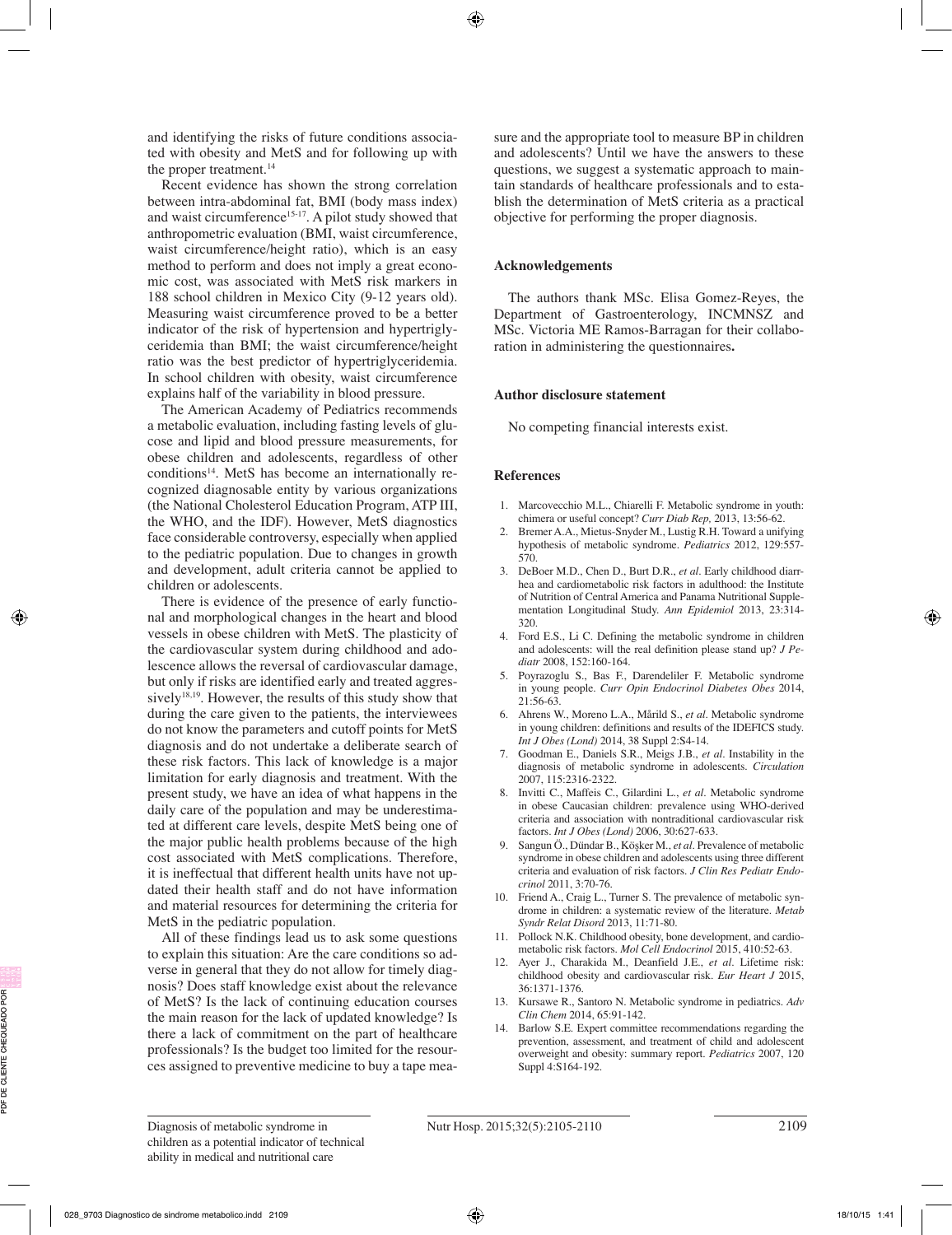and identifying the risks of future conditions associated with obesity and MetS and for following up with the proper treatment.[14]

Recent evidence has shown the strong correlation between intra-abdominal fat, BMI (body mass index) and waist circumference[15-17]. A pilot study showed that anthropometric evaluation (BMI, waist circumference, waist circumference/height ratio), which is an easy method to perform and does not imply a great economic cost, was associated with MetS risk markers in 188 school children in Mexico City (9-12 years old). Measuring waist circumference proved to be a better indicator of the risk of hypertension and hypertriglyceridemia than BMI; the waist circumference/height ratio was the best predictor of hypertriglyceridemia. In school children with obesity, waist circumference explains half of the variability in blood pressure.

The American Academy of Pediatrics recommends a metabolic evaluation, including fasting levels of glucose and lipid and blood pressure measurements, for obese children and adolescents, regardless of other conditions[14]. MetS has become an internationally recognized diagnosable entity by various organizations (the National Cholesterol Education Program, ATP III, the WHO, and the IDF). However, MetS diagnostics face considerable controversy, especially when applied to the pediatric population. Due to changes in growth and development, adult criteria cannot be applied to children or adolescents.

There is evidence of the presence of early functional and morphological changes in the heart and blood vessels in obese children with MetS. The plasticity of the cardiovascular system during childhood and adolescence allows the reversal of cardiovascular damage, but only if risks are identified early and treated aggressively[18,19]. However, the results of this study show that during the care given to the patients, the interviewees do not know the parameters and cutoff points for MetS diagnosis and do not undertake a deliberate search of these risk factors. This lack of knowledge is a major limitation for early diagnosis and treatment. With the present study, we have an idea of what happens in the daily care of the population and may be underestimated at different care levels, despite MetS being one of the major public health problems because of the high cost associated with MetS complications. Therefore, it is ineffectual that different health units have not updated their health staff and do not have information and material resources for determining the criteria for MetS in the pediatric population.

All of these findings lead us to ask some questions to explain this situation: Are the care conditions so adverse in general that they do not allow for timely diagnosis? Does staff knowledge exist about the relevance of MetS? Is the lack of continuing education courses the main reason for the lack of updated knowledge? Is there a lack of commitment on the part of healthcare professionals? Is the budget too limited for the resources assigned to preventive medicine to buy a tape measure and the appropriate tool to measure BP in children and adolescents? Until we have the answers to these questions, we suggest a systematic approach to maintain standards of healthcare professionals and to establish the determination of MetS criteria as a practical objective for performing the proper diagnosis.

## Acknowledgements

The authors thank MSc. Elisa Gomez-Reyes, the Department of Gastroenterology, INCMNSZ and MSc. Victoria ME Ramos-Barragan for their collaboration in administering the questionnaires**.**

## Author disclosure statement

No competing financial interests exist.

## References

1. Marcovecchio M.L., Chiarelli F. Metabolic syndrome in youth: chimera or useful concept? *Curr Diab Rep,* 2013, 13:56-62.
2. Bremer A.A., Mietus-Snyder M., Lustig R.H. Toward a unifying hypothesis of metabolic syndrome. *Pediatrics* 2012, 129:557-570.
3. DeBoer M.D., Chen D., Burt D.R., *et al*. Early childhood diarrhea and cardiometabolic risk factors in adulthood: the Institute of Nutrition of Central America and Panama Nutritional Supplementation Longitudinal Study. *Ann Epidemiol* 2013, 23:314-320.
4. Ford E.S., Li C. Defining the metabolic syndrome in children and adolescents: will the real definition please stand up? *J Pediatr* 2008, 152:160-164.
5. Poyrazoglu S., Bas F., Darendeliler F. Metabolic syndrome in young people. *Curr Opin Endocrinol Diabetes Obes* 2014, 21:56-63.
6. Ahrens W., Moreno L.A., Mårild S., *et al*. Metabolic syndrome in young children: definitions and results of the IDEFICS study. *Int J Obes (Lond)* 2014, 38 Suppl 2:S4-14.
7. Goodman E., Daniels S.R., Meigs J.B., *et al*. Instability in the diagnosis of metabolic syndrome in adolescents. *Circulation* 2007, 115:2316-2322.
8. Invitti C., Maffeis C., Gilardini L., *et al*. Metabolic syndrome in obese Caucasian children: prevalence using WHO-derived criteria and association with nontraditional cardiovascular risk factors. *Int J Obes (Lond)* 2006, 30:627-633.
9. Sangun Ö., Dündar B., Köşker M., *et al*. Prevalence of metabolic syndrome in obese children and adolescents using three different criteria and evaluation of risk factors. *J Clin Res Pediatr Endocrinol* 2011, 3:70-76.
10. Friend A., Craig L., Turner S. The prevalence of metabolic syndrome in children: a systematic review of the literature. *Metab Syndr Relat Disord* 2013, 11:71-80.
11. Pollock N.K. Childhood obesity, bone development, and cardiometabolic risk factors. *Mol Cell Endocrinol* 2015, 410:52-63.
12. Ayer J., Charakida M., Deanfield J.E., *et al*. Lifetime risk: childhood obesity and cardiovascular risk. *Eur Heart J* 2015, 36:1371-1376.
13. Kursawe R., Santoro N. Metabolic syndrome in pediatrics. *Adv Clin Chem* 2014, 65:91-142.
14. Barlow S.E. Expert committee recommendations regarding the prevention, assessment, and treatment of child and adolescent overweight and obesity: summary report. *Pediatrics* 2007, 120 Suppl 4:S164-192.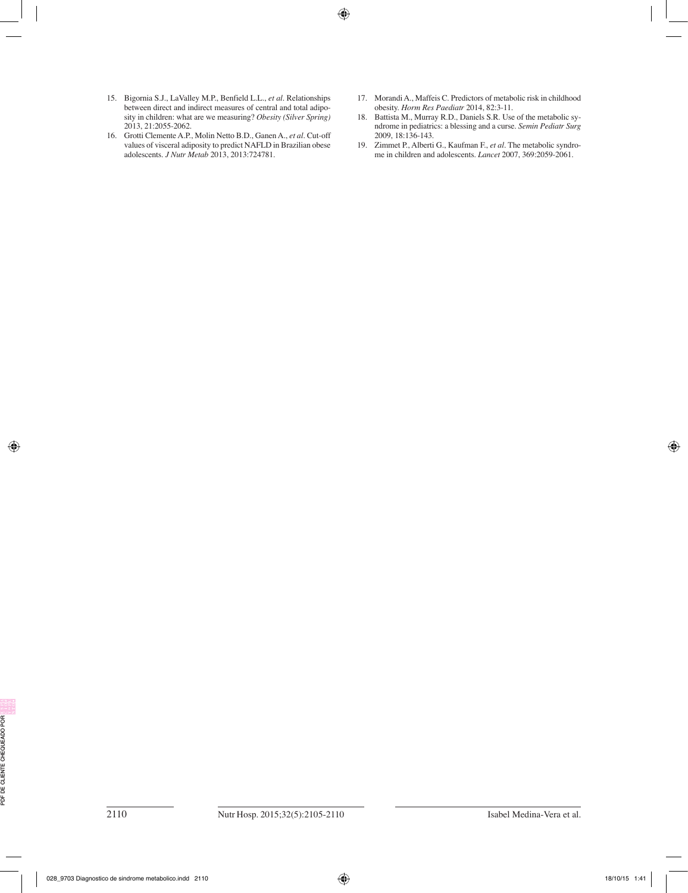15. Bigornia S.J., LaValley M.P., Benfield L.L., *et al*. Relationships between direct and indirect measures of central and total adiposity in children: what are we measuring? *Obesity (Silver Spring)* 2013, 21:2055-2062.
16. Grotti Clemente A.P., Molin Netto B.D., Ganen A., *et al*. Cut-off values of visceral adiposity to predict NAFLD in Brazilian obese adolescents. *J Nutr Metab* 2013, 2013:724781.
17. Morandi A., Maffeis C. Predictors of metabolic risk in childhood obesity. *Horm Res Paediatr* 2014, 82:3-11.
18. Battista M., Murray R.D., Daniels S.R. Use of the metabolic syndrome in pediatrics: a blessing and a curse. *Semin Pediatr Surg* 2009, 18:136-143.
19. Zimmet P., Alberti G., Kaufman F., *et al*. The metabolic syndrome in children and adolescents. *Lancet* 2007, 369:2059-2061.